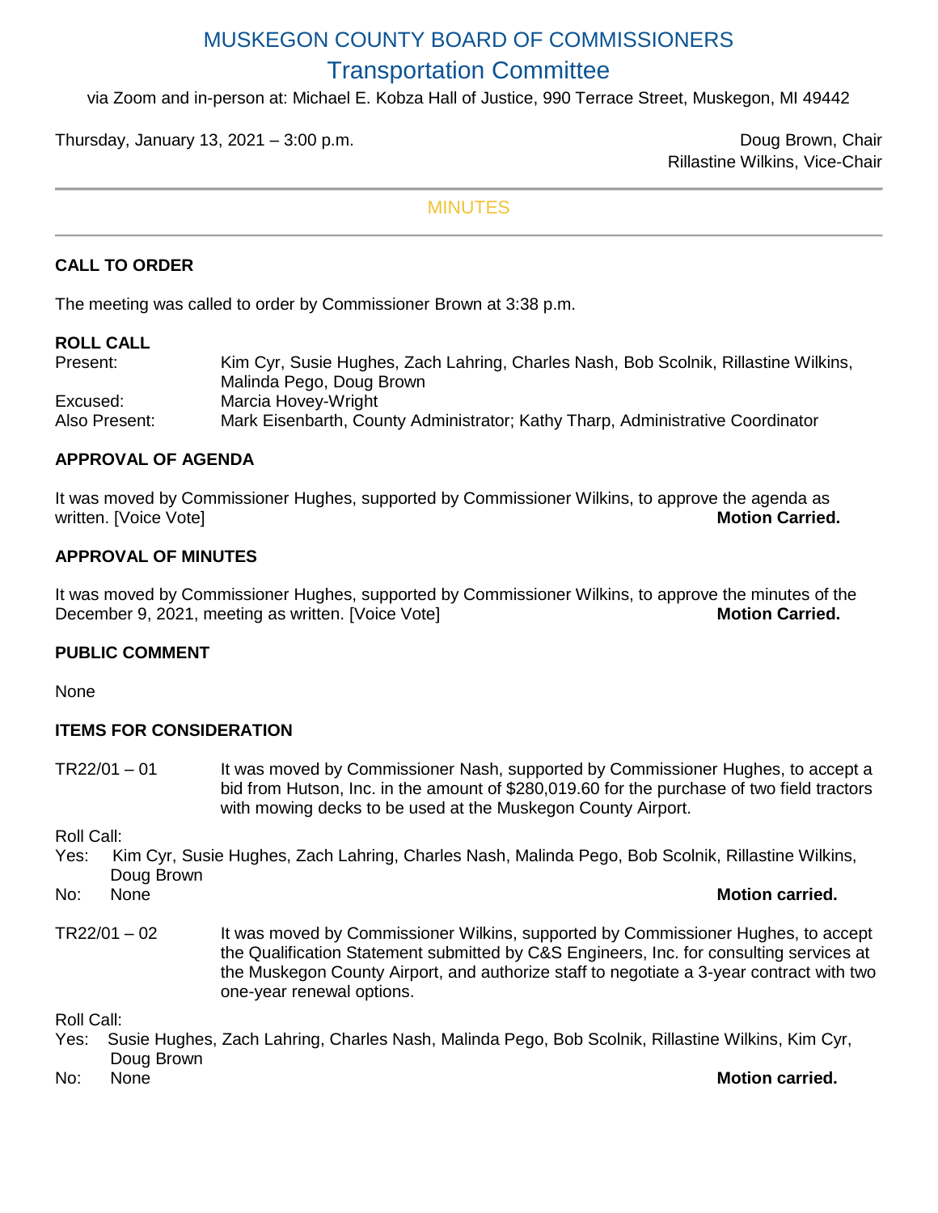# MUSKEGON COUNTY BOARD OF COMMISSIONERS

## Transportation Committee

via Zoom and in-person at: Michael E. Kobza Hall of Justice, 990 Terrace Street, Muskegon, MI 49442

Thursday, January 13, 2021 – 3:00 p.m.

Doug Brown, Chair
Rillastine Wilkins, Vice-Chair

---

## MINUTES

---

### CALL TO ORDER

The meeting was called to order by Commissioner Brown at 3:38 p.m.

### ROLL CALL

| | |
|---|---|
| Present: | Kim Cyr, Susie Hughes, Zach Lahring, Charles Nash, Bob Scolnik, Rillastine Wilkins, Malinda Pego, Doug Brown |
| Excused: | Marcia Hovey-Wright |
| Also Present: | Mark Eisenbarth, County Administrator; Kathy Tharp, Administrative Coordinator |

### APPROVAL OF AGENDA

It was moved by Commissioner Hughes, supported by Commissioner Wilkins, to approve the agenda as written. [Voice Vote] **Motion Carried.**

### APPROVAL OF MINUTES

It was moved by Commissioner Hughes, supported by Commissioner Wilkins, to approve the minutes of the December 9, 2021, meeting as written. [Voice Vote] **Motion Carried.**

### PUBLIC COMMENT

None

### ITEMS FOR CONSIDERATION

TR22/01 – 01 It was moved by Commissioner Nash, supported by Commissioner Hughes, to accept a bid from Hutson, Inc. in the amount of $280,019.60 for the purchase of two field tractors with mowing decks to be used at the Muskegon County Airport.

Roll Call:
Yes: Kim Cyr, Susie Hughes, Zach Lahring, Charles Nash, Malinda Pego, Bob Scolnik, Rillastine Wilkins, Doug Brown
No: None **Motion carried.**

TR22/01 – 02 It was moved by Commissioner Wilkins, supported by Commissioner Hughes, to accept the Qualification Statement submitted by C&S Engineers, Inc. for consulting services at the Muskegon County Airport, and authorize staff to negotiate a 3-year contract with two one-year renewal options.

Roll Call:
Yes: Susie Hughes, Zach Lahring, Charles Nash, Malinda Pego, Bob Scolnik, Rillastine Wilkins, Kim Cyr, Doug Brown
No: None **Motion carried.**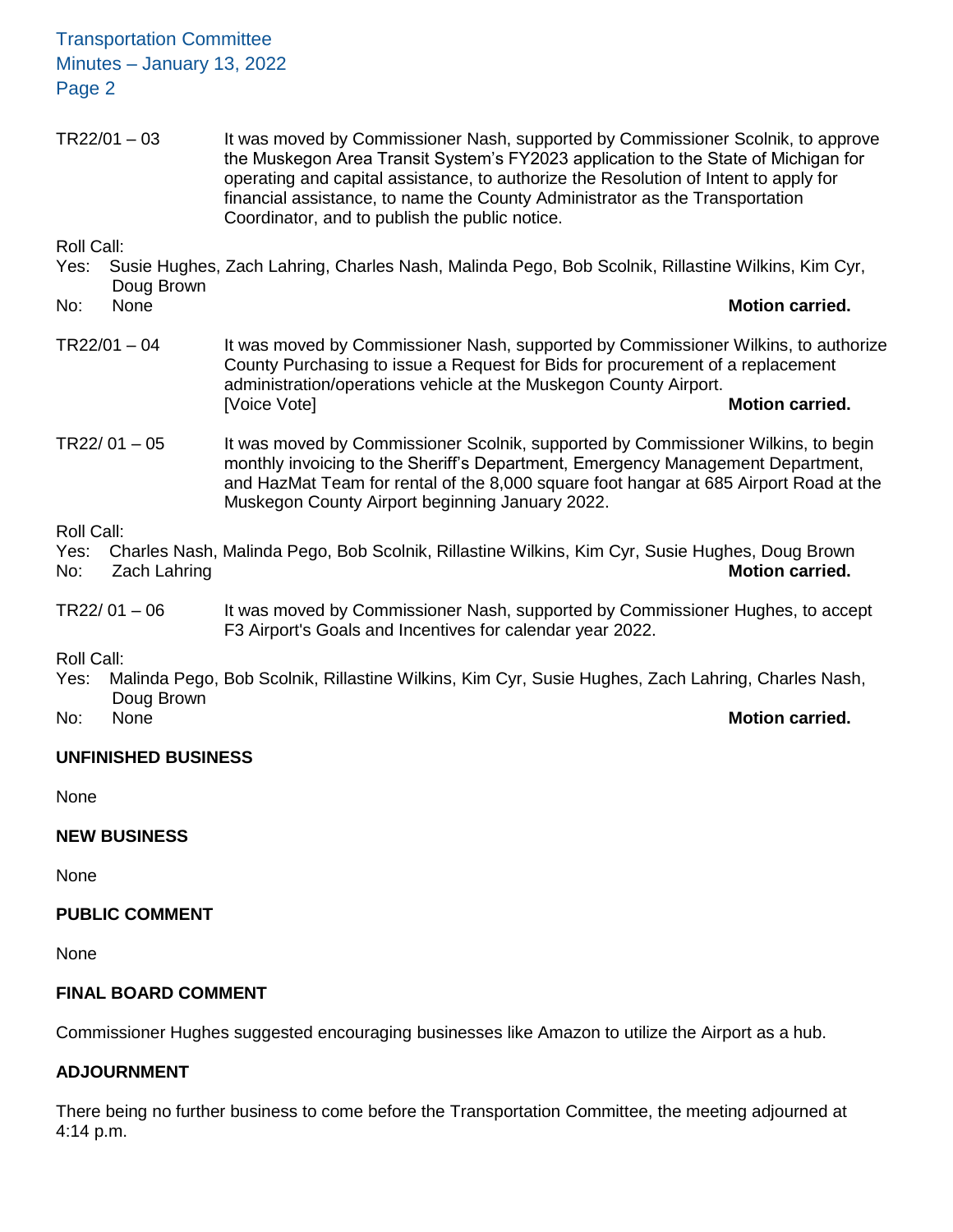TR22/01 – 03 It was moved by Commissioner Nash, supported by Commissioner Scolnik, to approve the Muskegon Area Transit System's FY2023 application to the State of Michigan for operating and capital assistance, to authorize the Resolution of Intent to apply for financial assistance, to name the County Administrator as the Transportation Coordinator, and to publish the public notice.

Roll Call:
Yes: Susie Hughes, Zach Lahring, Charles Nash, Malinda Pego, Bob Scolnik, Rillastine Wilkins, Kim Cyr, Doug Brown
No: None **Motion carried.**

TR22/01 – 04 It was moved by Commissioner Nash, supported by Commissioner Wilkins, to authorize County Purchasing to issue a Request for Bids for procurement of a replacement administration/operations vehicle at the Muskegon County Airport.
[Voice Vote] **Motion carried.**

TR22/ 01 – 05 It was moved by Commissioner Scolnik, supported by Commissioner Wilkins, to begin monthly invoicing to the Sheriff's Department, Emergency Management Department, and HazMat Team for rental of the 8,000 square foot hangar at 685 Airport Road at the Muskegon County Airport beginning January 2022.

Roll Call:
Yes: Charles Nash, Malinda Pego, Bob Scolnik, Rillastine Wilkins, Kim Cyr, Susie Hughes, Doug Brown
No: Zach Lahring **Motion carried.**

TR22/ 01 – 06 It was moved by Commissioner Nash, supported by Commissioner Hughes, to accept F3 Airport's Goals and Incentives for calendar year 2022.

Roll Call:
Yes: Malinda Pego, Bob Scolnik, Rillastine Wilkins, Kim Cyr, Susie Hughes, Zach Lahring, Charles Nash, Doug Brown
No: None **Motion carried.**

## UNFINISHED BUSINESS

None

## NEW BUSINESS

None

## PUBLIC COMMENT

None

## FINAL BOARD COMMENT

Commissioner Hughes suggested encouraging businesses like Amazon to utilize the Airport as a hub.

## ADJOURNMENT

There being no further business to come before the Transportation Committee, the meeting adjourned at 4:14 p.m.